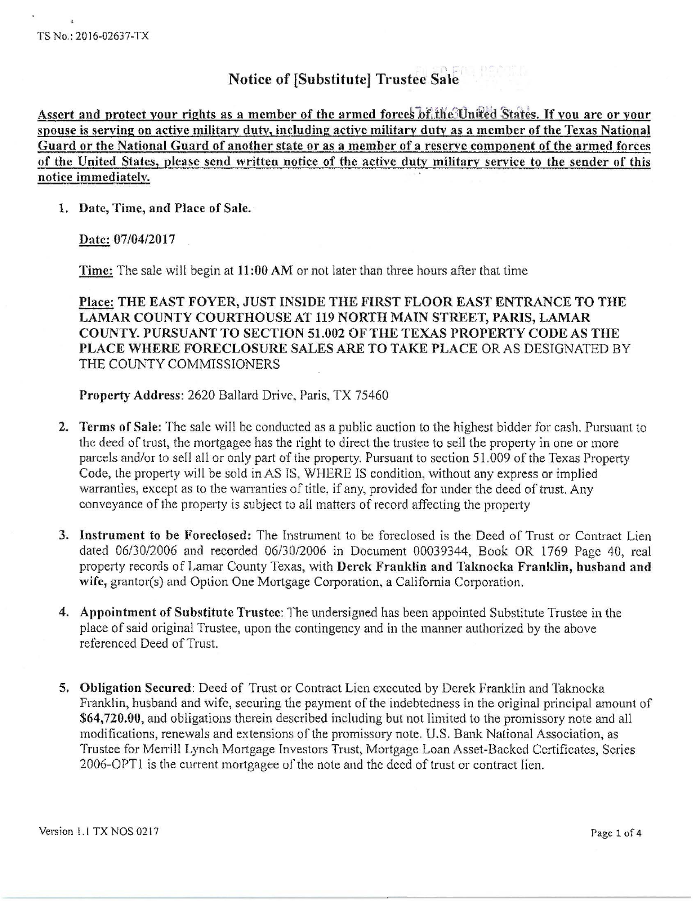TS No.: 2016-02637-TX

# Notice of [Substitute] Trustee Sale

**Assert and protect your rights as a member of the armed forces of the United States. If you are or your spouse is serving on active military duty, including active military duty as a member of the Texas National Guard or the National Guard of another state or as a member of a reserve component of the armed forces of the United States, please send written notice of the active duty military service to the sender of this notice immediately.**

1. **Date, Time, and Place of Sale.**

   Date: 07/04/2017

   Time: The sale will begin at **11:00 AM** or not later than three hours after that time

   Place: **THE EAST FOYER, JUST INSIDE THE FIRST FLOOR EAST ENTRANCE TO THE LAMAR COUNTY COURTHOUSE AT 119 NORTH MAIN STREET, PARIS, LAMAR COUNTY. PURSUANT TO SECTION 51.002 OF THE TEXAS PROPERTY CODE AS THE PLACE WHERE FORECLOSURE SALES ARE TO TAKE PLACE** OR AS DESIGNATED BY THE COUNTY COMMISSIONERS

   **Property Address**: 2620 Ballard Drive, Paris, TX 75460

2. **Terms of Sale:** The sale will be conducted as a public auction to the highest bidder for cash. Pursuant to the deed of trust, the mortgagee has the right to direct the trustee to sell the property in one or more parcels and/or to sell all or only part of the property. Pursuant to section 51.009 of the Texas Property Code, the property will be sold in AS IS, WHERE IS condition, without any express or implied warranties, except as to the warranties of title, if any, provided for under the deed of trust. Any conveyance of the property is subject to all matters of record affecting the property

3. **Instrument to be Foreclosed:** The Instrument to be foreclosed is the Deed of Trust or Contract Lien dated 06/30/2006 and recorded 06/30/2006 in Document 00039344, Book OR 1769 Page 40, real property records of Lamar County Texas, with **Derek Franklin and Taknocka Franklin, husband and wife,** grantor(s) and Option One Mortgage Corporation, a California Corporation.

4. **Appointment of Substitute Trustee:** The undersigned has been appointed Substitute Trustee in the place of said original Trustee, upon the contingency and in the manner authorized by the above referenced Deed of Trust.

5. **Obligation Secured:** Deed of Trust or Contract Lien executed by Derek Franklin and Taknocka Franklin, husband and wife, securing the payment of the indebtedness in the original principal amount of **$64,720.00**, and obligations therein described including but not limited to the promissory note and all modifications, renewals and extensions of the promissory note. U.S. Bank National Association, as Trustee for Merrill Lynch Mortgage Investors Trust, Mortgage Loan Asset-Backed Certificates, Series 2006-OPT1 is the current mortgagee of the note and the deed of trust or contract lien.

Version 1.1 TX NOS 0217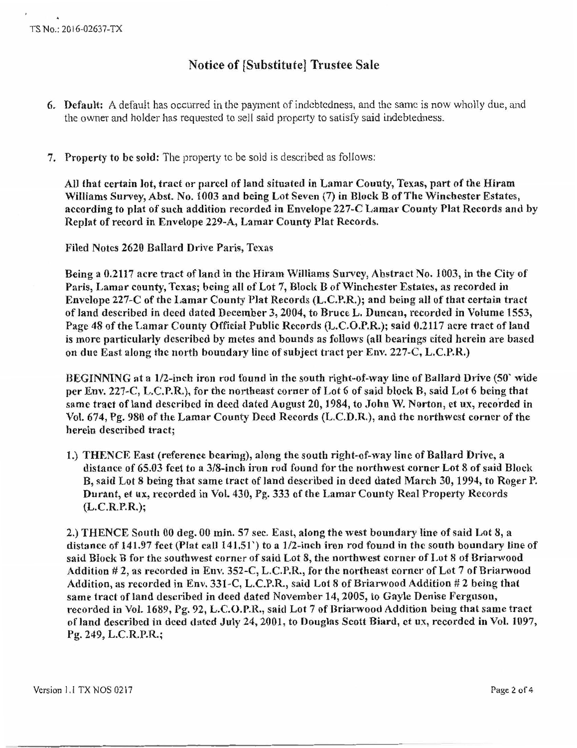TS No.: 2016-02637-TX

## Notice of [Substitute] Trustee Sale

6. **Default:** A default has occurred in the payment of indebtedness, and the same is now wholly due, and the owner and holder has requested to sell said property to satisfy said indebtedness.

7. **Property to be sold:** The property to be sold is described as follows:

**All that certain lot, tract or parcel of land situated in Lamar County, Texas, part of the Hiram Williams Survey, Abst. No. 1003 and being Lot Seven (7) in Block B of The Winchester Estates, according to plat of such addition recorded in Envelope 227-C Lamar County Plat Records and by Replat of record in Envelope 229-A, Lamar County Plat Records.**

Filed Notes 2620 Ballard Drive Paris, Texas

Being a 0.2117 acre tract of land in the Hiram Williams Survey, Abstract No. 1003, in the City of Paris, Lamar county, Texas; being all of Lot 7, Block B of Winchester Estates, as recorded in Envelope 227-C of the Lamar County Plat Records (L.C.P.R.); and being all of that certain tract of land described in deed dated December 3, 2004, to Bruce L. Duncan, recorded in Volume 1553, Page 48 of the Lamar County Official Public Records (L.C.O.P.R.); said 0.2117 acre tract of land is more particularly described by metes and bounds as follows (all bearings cited herein are based on due East along the north boundary line of subject tract per Env. 227-C, L.C.P.R.)

BEGINNING at a 1/2-inch iron rod found in the south right-of-way line of Ballard Drive (50' wide per Env. 227-C, L.C.P.R.), for the northeast corner of Lot 6 of said block B, said Lot 6 being that same tract of land described in deed dated August 20, 1984, to John W. Norton, et ux, recorded in Vol. 674, Pg. 980 of the Lamar County Deed Records (L.C.D.R.), and the northwest corner of the herein described tract;

1.) THENCE East (reference bearing), along the south right-of-way line of Ballard Drive, a distance of 65.03 feet to a 3/8-inch iron rod found for the northwest corner Lot 8 of said Block B, said Lot 8 being that same tract of land described in deed dated March 30, 1994, to Roger P. Durant, et ux, recorded in Vol. 430, Pg. 333 of the Lamar County Real Property Records (L.C.R.P.R.);

2.) THENCE South 00 deg. 00 min. 57 sec. East, along the west boundary line of said Lot 8, a distance of 141.97 feet (Plat call 141.51') to a 1/2-inch iron rod found in the south boundary line of said Block B for the southwest corner of said Lot 8, the northwest corner of Lot 8 of Briarwood Addition # 2, as recorded in Env. 352-C, L.C.P.R., for the northeast corner of Lot 7 of Briarwood Addition, as recorded in Env. 331-C, L.C.P.R., said Lot 8 of Briarwood Addition # 2 being that same tract of land described in deed dated November 14, 2005, to Gayle Denise Ferguson, recorded in Vol. 1689, Pg. 92, L.C.O.P.R., said Lot 7 of Briarwood Addition being that same tract of land described in deed dated July 24, 2001, to Douglas Scott Biard, et ux, recorded in Vol. 1097, Pg. 249, L.C.R.P.R.;

Version 1.1 TX NOS 0217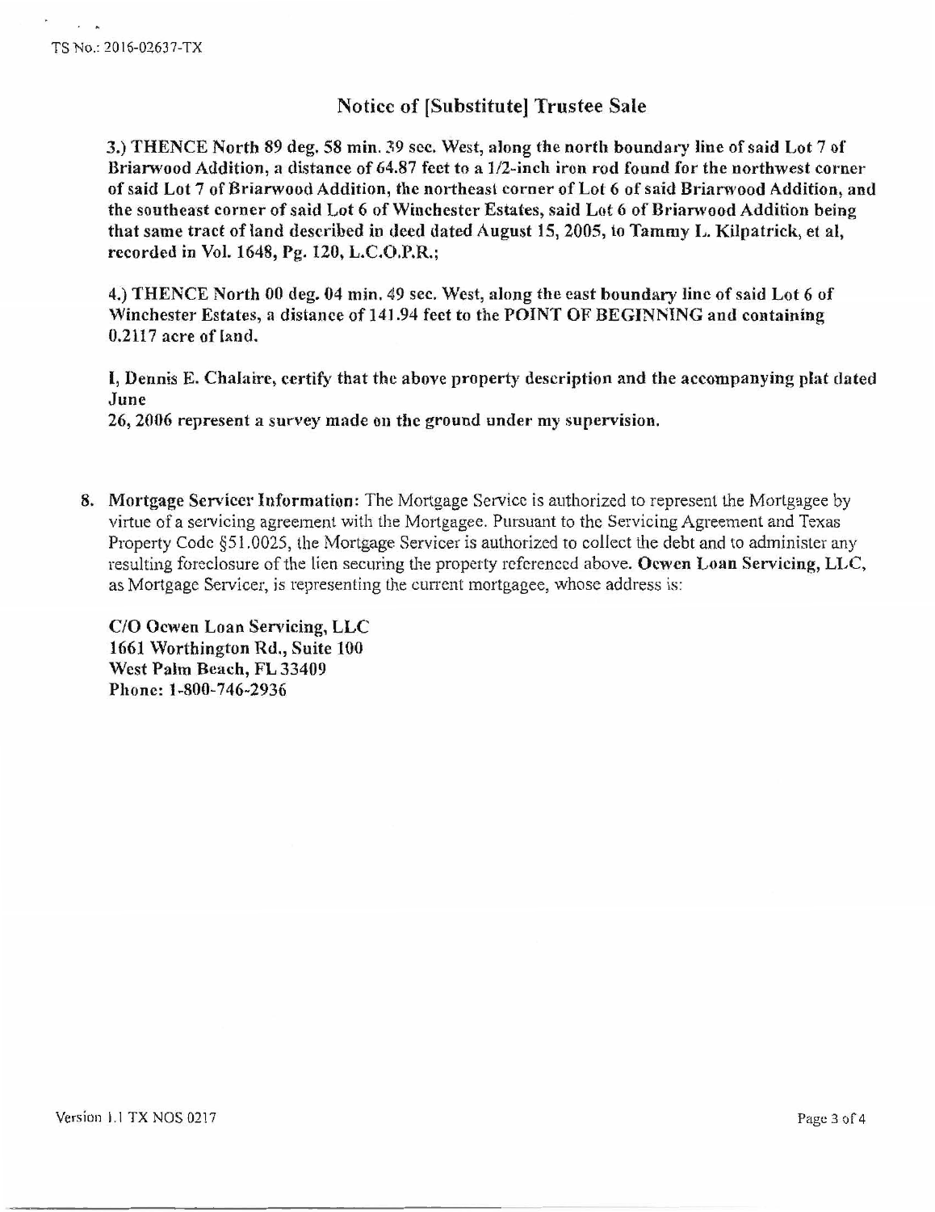## Notice of [Substitute] Trustee Sale

**3.) THENCE North 89 deg. 58 min. 39 sec. West, along the north boundary line of said Lot 7 of Briarwood Addition, a distance of 64.87 feet to a 1/2-inch iron rod found for the northwest corner of said Lot 7 of Briarwood Addition, the northeast corner of Lot 6 of said Briarwood Addition, and the southeast corner of said Lot 6 of Winchester Estates, said Lot 6 of Briarwood Addition being that same tract of land described in deed dated August 15, 2005, to Tammy L. Kilpatrick, et al, recorded in Vol. 1648, Pg. 120, L.C.O.P.R.;**

**4.) THENCE North 00 deg. 04 min. 49 sec. West, along the east boundary line of said Lot 6 of Winchester Estates, a distance of 141.94 feet to the POINT OF BEGINNING and containing 0.2117 acre of land.**

**I, Dennis E. Chalaire, certify that the above property description and the accompanying plat dated June**
**26, 2006 represent a survey made on the ground under my supervision.**

8. **Mortgage Servicer Information:** The Mortgage Service is authorized to represent the Mortgagee by virtue of a servicing agreement with the Mortgagee. Pursuant to the Servicing Agreement and Texas Property Code §51.0025, the Mortgage Servicer is authorized to collect the debt and to administer any resulting foreclosure of the lien securing the property referenced above. **Ocwen Loan Servicing, LLC**, as Mortgage Servicer, is representing the current mortgagee, whose address is:

   **C/O Ocwen Loan Servicing, LLC**
   **1661 Worthington Rd., Suite 100**
   **West Palm Beach, FL 33409**
   **Phone: 1-800-746-2936**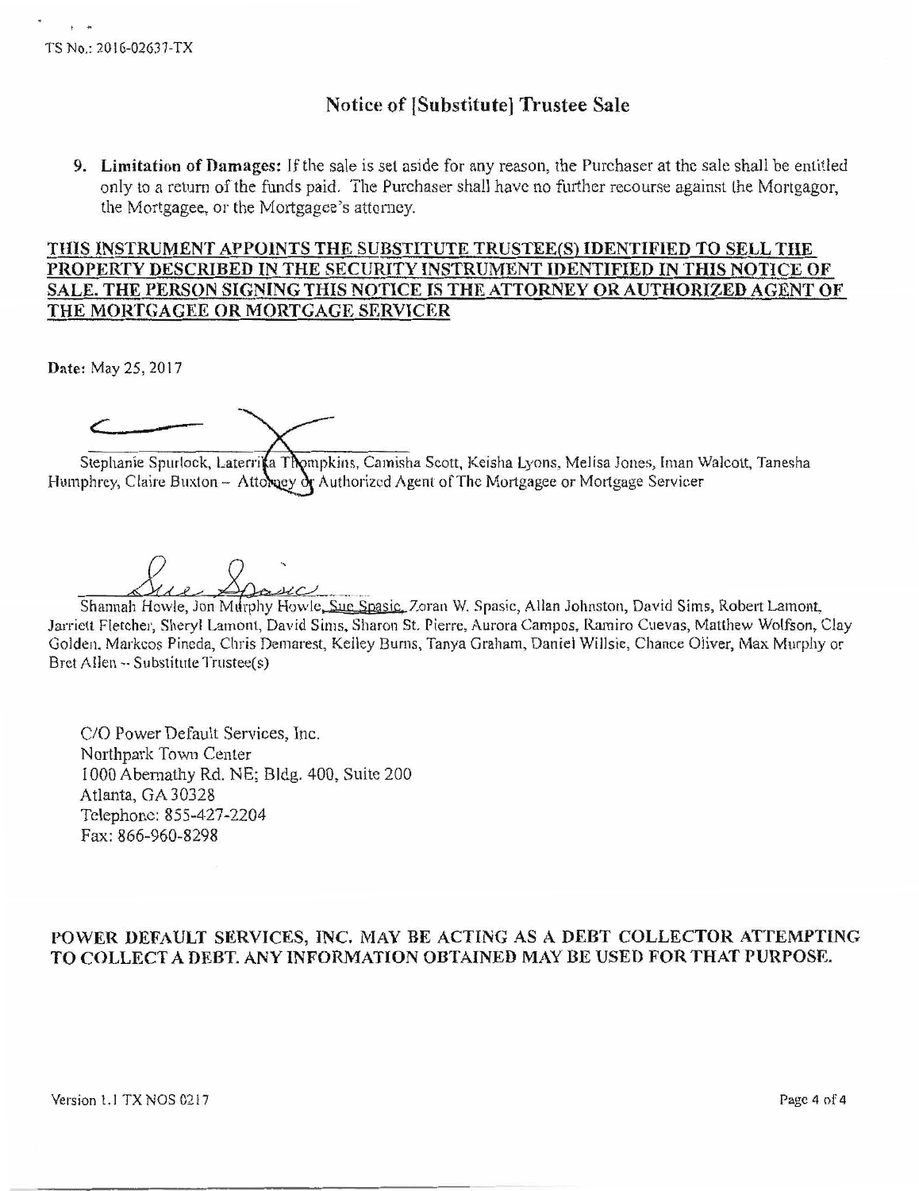TS No.: 2016-02637-TX

## Notice of [Substitute] Trustee Sale

9. **Limitation of Damages:** If the sale is set aside for any reason, the Purchaser at the sale shall be entitled only to a return of the funds paid. The Purchaser shall have no further recourse against the Mortgagor, the Mortgagee, or the Mortgagee's attorney.

**THIS INSTRUMENT APPOINTS THE SUBSTITUTE TRUSTEE(S) IDENTIFIED TO SELL THE PROPERTY DESCRIBED IN THE SECURITY INSTRUMENT IDENTIFIED IN THIS NOTICE OF SALE. THE PERSON SIGNING THIS NOTICE IS THE ATTORNEY OR AUTHORIZED AGENT OF THE MORTGAGEE OR MORTGAGE SERVICER**

**Date:** May 25, 2017

Stephanie Spurlock, Laterrika Thompkins, Camisha Scott, Keisha Lyons, Melisa Jones, Iman Walcott, Tanesha Humphrey, Claire Buxton – Attorney or Authorized Agent of The Mortgagee or Mortgage Servicer

Sue Spasic

Shannah Howle, Jon Murphy Howle, Sue Spasic, Zoran W. Spasic, Allan Johnston, David Sims, Robert Lamont, Jarriett Fletcher, Sheryl Lamont, David Sims, Sharon St. Pierre, Aurora Campos, Ramiro Cuevas, Matthew Wolfson, Clay Golden, Markcos Pineda, Chris Demarest, Kelley Burns, Tanya Graham, Daniel Willsie, Chance Oliver, Max Murphy or Bret Allen – Substitute Trustee(s)

C/O Power Default Services, Inc.
Northpark Town Center
1000 Abernathy Rd. NE; Bldg. 400, Suite 200
Atlanta, GA 30328
Telephone: 855-427-2204
Fax: 866-960-8298

**POWER DEFAULT SERVICES, INC. MAY BE ACTING AS A DEBT COLLECTOR ATTEMPTING TO COLLECT A DEBT. ANY INFORMATION OBTAINED MAY BE USED FOR THAT PURPOSE.**

Version 1.1 TX NOS 0217